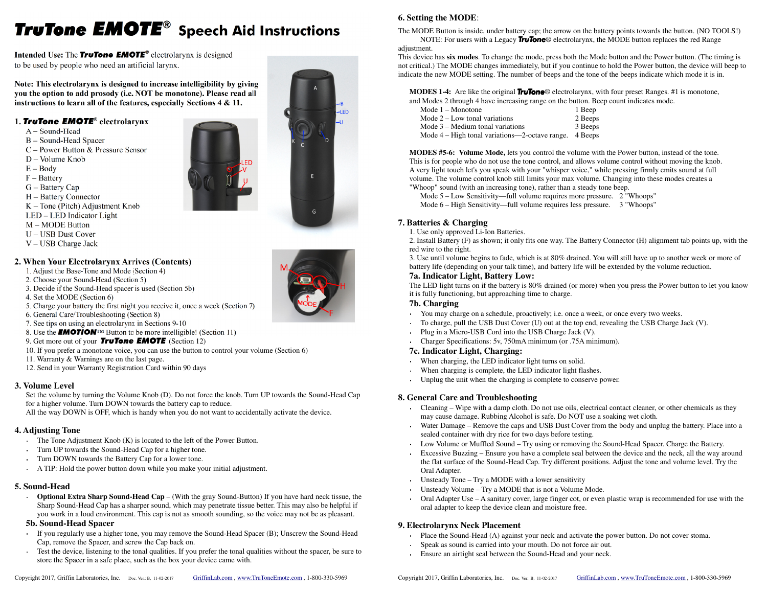# TruTone EMOTE® Speech Aid Instructions

**Intended Use:** The ***TruTone EMOTE***® electrolarynx is designed to be used by people who need an artificial larynx.

**Note: This electrolarynx is designed to increase intelligibility by giving you the option to add prosody (i.e. NOT be monotone). Please read all instructions to learn all of the features, especially Sections 4 & 11.**

## 1. *TruTone EMOTE*® electrolarynx

- A – Sound-Head
- B – Sound-Head Spacer
- C – Power Button & Pressure Sensor
- D – Volume Knob
- E – Body
- F – Battery
- G – Battery Cap
- H – Battery Connector
- K – Tone (Pitch) Adjustment Knob
- LED – LED Indicator Light
- M – MODE Button
- U – USB Dust Cover
- V – USB Charge Jack

## 2. When Your Electrolarynx Arrives (Contents)

1. Adjust the Base-Tone and Mode (Section 4)
2. Choose your Sound-Head (Section 5)
3. Decide if the Sound-Head spacer is used (Section 5b)
4. Set the MODE (Section 6)
5. Charge your battery the first night you receive it, once a week (Section 7)
6. General Care/Troubleshooting (Section 8)
7. See tips on using an electrolarynx in Sections 9-10
8. Use the ***EMOTION***™ Button to be more intelligible! (Section 11)
9. Get more out of your ***TruTone EMOTE*** (Section 12)
10. If you prefer a monotone voice, you can use the button to control your volume (Section 6)
11. Warranty & Warnings are on the last page.
12. Send in your Warranty Registration Card within 90 days

## 3. Volume Level

Set the volume by turning the Volume Knob (D). Do not force the knob. Turn UP towards the Sound-Head Cap for a higher volume. Turn DOWN towards the battery cap to reduce.
All the way DOWN is OFF, which is handy when you do not want to accidentally activate the device.

## 4. Adjusting Tone

- The Tone Adjustment Knob (K) is located to the left of the Power Button.
- Turn UP towards the Sound-Head Cap for a higher tone.
- Turn DOWN towards the Battery Cap for a lower tone.
- A TIP: Hold the power button down while you make your initial adjustment.

## 5. Sound-Head

- **Optional Extra Sharp Sound-Head Cap** – (With the gray Sound-Button) If you have hard neck tissue, the Sharp Sound-Head Cap has a sharper sound, which may penetrate tissue better. This may also be helpful if you work in a loud environment. This cap is not as smooth sounding, so the voice may not be as pleasant.

### 5b. Sound-Head Spacer

- If you regularly use a higher tone, you may remove the Sound-Head Spacer (B); Unscrew the Sound-Head Cap, remove the Spacer, and screw the Cap back on.
- Test the device, listening to the tonal qualities. If you prefer the tonal qualities without the spacer, be sure to store the Spacer in a safe place, such as the box your device came with.

## 6. Setting the MODE:

The MODE Button is inside, under battery cap; the arrow on the battery points towards the button. (NO TOOLS!)
NOTE: For users with a Legacy ***TruTone***® electrolarynx, the MODE button replaces the red Range adjustment.
This device has **six modes**. To change the mode, press both the Mode button and the Power button. (The timing is not critical.) The MODE changes immediately, but if you continue to hold the Power button, the device will beep to indicate the new MODE setting. The number of beeps and the tone of the beeps indicate which mode it is in.

**MODES 1-4:** Are like the original ***TruTone***® electrolarynx, with four preset Ranges. #1 is monotone, and Modes 2 through 4 have increasing range on the button. Beep count indicates mode.

| | |
|---|---|
| Mode 1 – Monotone | 1 Beep |
| Mode 2 – Low tonal variations | 2 Beeps |
| Mode 3 – Medium tonal variations | 3 Beeps |
| Mode 4 – High tonal variations—2-octave range. | 4 Beeps |

**MODES #5-6: Volume Mode,** lets you control the volume with the Power button, instead of the tone. This is for people who do not use the tone control, and allows volume control without moving the knob. A very light touch let's you speak with your "whisper voice," while pressing firmly emits sound at full volume. The volume control knob still limits your max volume. Changing into these modes creates a "Whoop" sound (with an increasing tone), rather than a steady tone beep.

| | |
|---|---|
| Mode 5 – Low Sensitivity—full volume requires more pressure. | 2 "Whoops" |
| Mode 6 – High Sensitivity—full volume requires less pressure. | 3 "Whoops" |

## 7. Batteries & Charging

1. Use only approved Li-Ion Batteries.
2. Install Battery (F) as shown; it only fits one way. The Battery Connector (H) alignment tab points up, with the red wire to the right.
3. Use until volume begins to fade, which is at 80% drained. You will still have up to another week or more of battery life (depending on your talk time), and battery life will be extended by the volume reduction.

### 7a. Indicator Light, Battery Low:

The LED light turns on if the battery is 80% drained (or more) when you press the Power button to let you know it is fully functioning, but approaching time to charge.

### 7b. Charging

- You may charge on a schedule, proactively; i.e. once a week, or once every two weeks.
- To charge, pull the USB Dust Cover (U) out at the top end, revealing the USB Charge Jack (V).
- Plug in a Micro-USB Cord into the USB Charge Jack (V).
- Charger Specifications: 5v, 750mA minimum (or .75A minimum).

### 7c. Indicator Light, Charging:

- When charging, the LED indicator light turns on solid.
- When charging is complete, the LED indicator light flashes.
- Unplug the unit when the charging is complete to conserve power.

## 8. General Care and Troubleshooting

- Cleaning – Wipe with a damp cloth. Do not use oils, electrical contact cleaner, or other chemicals as they may cause damage. Rubbing Alcohol is safe. Do NOT use a soaking wet cloth.
- Water Damage – Remove the caps and USB Dust Cover from the body and unplug the battery. Place into a sealed container with dry rice for two days before testing.
- Low Volume or Muffled Sound – Try using or removing the Sound-Head Spacer. Charge the Battery.
- Excessive Buzzing – Ensure you have a complete seal between the device and the neck, all the way around the flat surface of the Sound-Head Cap. Try different positions. Adjust the tone and volume level. Try the Oral Adapter.
- Unsteady Tone – Try a MODE with a lower sensitivity
- Unsteady Volume – Try a MODE that is not a Volume Mode.
- Oral Adapter Use – A sanitary cover, large finger cot, or even plastic wrap is recommended for use with the oral adapter to keep the device clean and moisture free.

## 9. Electrolarynx Neck Placement

- Place the Sound-Head (A) against your neck and activate the power button. Do not cover stoma.
- Speak as sound is carried into your mouth. Do not force air out.
- Ensure an airtight seal between the Sound-Head and your neck.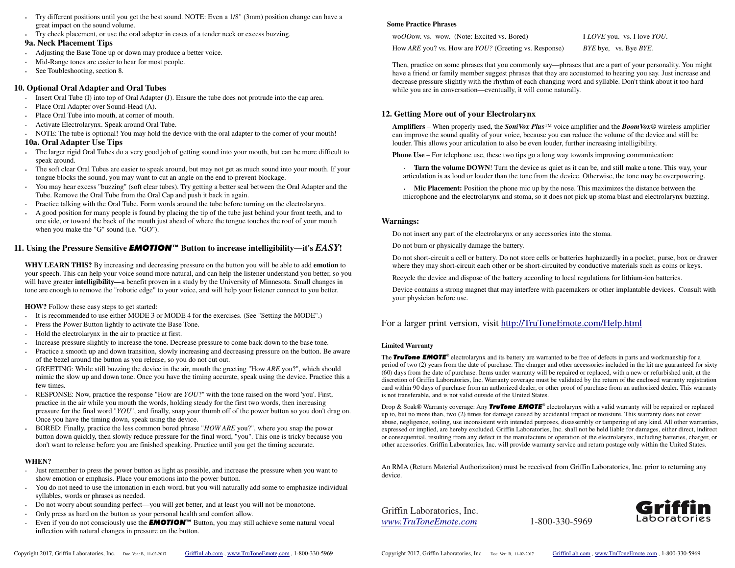- Try different positions until you get the best sound. NOTE: Even a 1/8" (3mm) position change can have a great impact on the sound volume.
- Try cheek placement, or use the oral adapter in cases of a tender neck or excess buzzing.

### 9a. Neck Placement Tips

- Adjusting the Base Tone up or down may produce a better voice.
- Mid-Range tones are easier to hear for most people.
- See Toubleshooting, section 8.

## 10. Optional Oral Adapter and Oral Tubes

- Insert Oral Tube (I) into top of Oral Adapter (J). Ensure the tube does not protrude into the cap area.
- Place Oral Adapter over Sound-Head (A).
- Place Oral Tube into mouth, at corner of mouth.
- Activate Electrolarynx. Speak around Oral Tube.
- NOTE: The tube is optional! You may hold the device with the oral adapter to the corner of your mouth!

### 10a. Oral Adapter Use Tips

- The larger rigid Oral Tubes do a very good job of getting sound into your mouth, but can be more difficult to speak around.
- The soft clear Oral Tubes are easier to speak around, but may not get as much sound into your mouth. If your tongue blocks the sound, you may want to cut an angle on the end to prevent blockage.
- You may hear excess "buzzing" (soft clear tubes). Try getting a better seal between the Oral Adapter and the Tube. Remove the Oral Tube from the Oral Cap and push it back in again.
- Practice talking with the Oral Tube. Form words around the tube before turning on the electrolarynx.
- A good position for many people is found by placing the tip of the tube just behind your front teeth, and to one side, or toward the back of the mouth just ahead of where the tongue touches the roof of your mouth when you make the "G" sound (i.e. "GO").

## 11. Using the Pressure Sensitive *EMOTION™* Button to increase intelligibility—it's *EASY*!

**WHY LEARN THIS?** By increasing and decreasing pressure on the button you will be able to add **emotion** to your speech. This can help your voice sound more natural, and can help the listener understand you better, so you will have greater **intelligibility—**a benefit proven in a study by the University of Minnesota. Small changes in tone are enough to remove the "robotic edge" to your voice, and will help your listener connect to you better.

**HOW?** Follow these easy steps to get started:

- It is recommended to use either MODE 3 or MODE 4 for the exercises. (See "Setting the MODE".)
- Press the Power Button lightly to activate the Base Tone.
- Hold the electrolarynx in the air to practice at first.
- Increase pressure slightly to increase the tone. Decrease pressure to come back down to the base tone.
- Practice a smooth up and down transition, slowly increasing and decreasing pressure on the button. Be aware of the bezel around the button as you release, so you do not cut out.
- GREETING: While still buzzing the device in the air, mouth the greeting "How *ARE* you?", which should mimic the slow up and down tone. Once you have the timing accurate, speak using the device. Practice this a few times.
- RESPONSE: Now, practice the response "How are *YOU*?" with the tone raised on the word 'you'. First, practice in the air while you mouth the words, holding steady for the first two words, then increasing pressure for the final word "*YOU*", and finally, snap your thumb off of the power button so you don't drag on. Once you have the timing down, speak using the device.
- BORED: Finally, practice the less common bored phrase "*HOW ARE* you?", where you snap the power button down quickly, then slowly reduce pressure for the final word, "you". This one is tricky because you don't want to release before you are finished speaking. Practice until you get the timing accurate.

**WHEN?**

- Just remember to press the power button as light as possible, and increase the pressure when you want to show emotion or emphasis. Place your emotions into the power button.
- You do not need to use the intonation in each word, but you will naturally add some to emphasize individual syllables, words or phrases as needed.
- Do not worry about sounding perfect—you will get better, and at least you will not be monotone.
- Only press as hard on the button as your personal health and comfort allow.
- Even if you do not consciously use the ***EMOTION™*** Button, you may still achieve some natural vocal inflection with natural changes in pressure on the button.

**Some Practice Phrases**

| | |
|---|---|
| wo*OO*ow. vs. wow. (Note: Excited vs. Bored) | I *LOVE* you. vs. I love *YOU*. |
| How *ARE* you? vs. How are *YOU?* (Greeting vs. Response) | *BYE* bye, vs. Bye *BYE.* |

Then, practice on some phrases that you commonly say—phrases that are a part of your personality. You might have a friend or family member suggest phrases that they are accustomed to hearing you say. Just increase and decrease pressure slightly with the rhythm of each changing word and syllable. Don't think about it too hard while you are in conversation—eventually, it will come naturally.

## 12. Getting More out of your Electrolarynx

**Amplifiers** – When properly used, the ***SoniVox Plus***™ voice amplifier and the ***BoomVox***® wireless amplifier can improve the sound quality of your voice, because you can reduce the volume of the device and still be louder. This allows your articulation to also be even louder, further increasing intelligibility.

**Phone Use** – For telephone use, these two tips go a long way towards improving communication:

- **Turn the volume DOWN**! Turn the device as quiet as it can be, and still make a tone. This way, your articulation is as loud or louder than the tone from the device. Otherwise, the tone may be overpowering.
- **Mic Placement:** Position the phone mic up by the nose. This maximizes the distance between the microphone and the electrolarynx and stoma, so it does not pick up stoma blast and electrolarynx buzzing.

## Warnings:

Do not insert any part of the electrolarynx or any accessories into the stoma.

Do not burn or physically damage the battery.

Do not short-circuit a cell or battery. Do not store cells or batteries haphazardly in a pocket, purse, box or drawer where they may short-circuit each other or be short-circuited by conductive materials such as coins or keys.

Recycle the device and dispose of the battery according to local regulations for lithium-ion batteries.

Device contains a strong magnet that may interfere with pacemakers or other implantable devices. Consult with your physician before use.

For a larger print version, visit http://TruToneEmote.com/Help.html

**Limited Warranty**

The ***TruTone EMOTE***® electrolarynx and its battery are warranted to be free of defects in parts and workmanship for a period of two (2) years from the date of purchase. The charger and other accessories included in the kit are guaranteed for sixty (60) days from the date of purchase. Items under warranty will be repaired or replaced, with a new or refurbished unit, at the discretion of Griffin Laboratories, Inc. Warranty coverage must be validated by the return of the enclosed warranty registration card within 90 days of purchase from an authorized dealer, or other proof of purchase from an authorized dealer. This warranty is not transferable, and is not valid outside of the United States.

Drop & Soak® Warranty coverage: Any ***TruTone EMOTE***® electrolarynx with a valid warranty will be repaired or replaced up to, but no more than, two (2) times for damage caused by accidental impact or moisture. This warranty does not cover abuse, negligence, soiling, use inconsistent with intended purposes, disassembly or tampering of any kind. All other warranties, expressed or implied, are hereby excluded. Griffin Laboratories, Inc. shall not be held liable for damages, either direct, indirect or consequential, resulting from any defect in the manufacture or operation of the electrolarynx, including batteries, charger, or other accessories. Griffin Laboratories, Inc. will provide warranty service and return postage only within the United States.

An RMA (Return Material Authorizaiton) must be received from Griffin Laboratories, Inc. prior to returning any device.

Griffin Laboratories, Inc.
www.TruToneEmote.com 1-800-330-5969

Griffin Laboratories